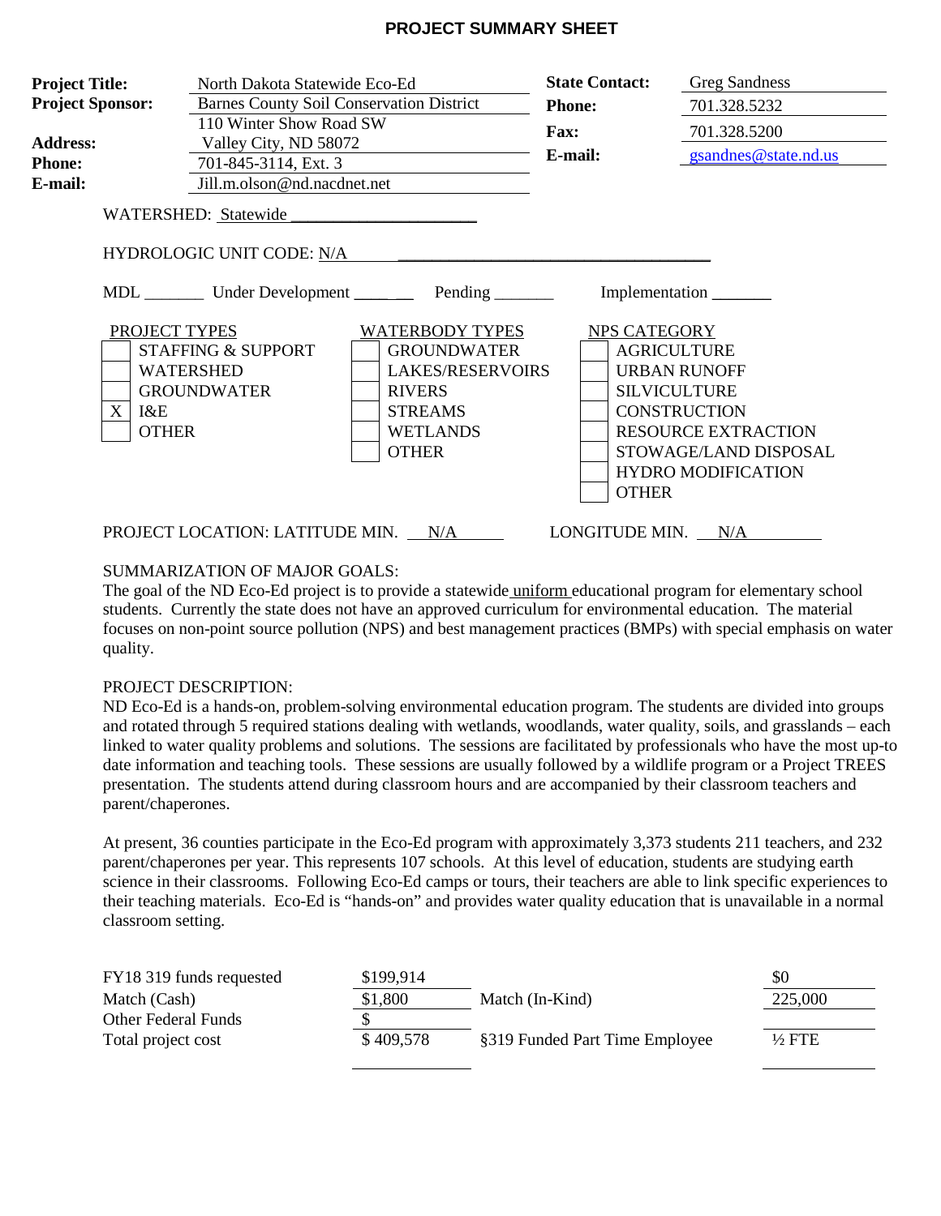# PROJECT SUMMARY SHEET

| | | | |
|---|---|---|---|
| **Project Title:** | North Dakota Statewide Eco-Ed | **State Contact:** | Greg Sandness |
| **Project Sponsor:** | Barnes County Soil Conservation District | **Phone:** | 701.328.5232 |
| **Address:** | 110 Winter Show Road SW<br>Valley City, ND 58072 | **Fax:** | 701.328.5200 |
| **Phone:** | 701-845-3114, Ext. 3 | **E-mail:** | gsandnes@state.nd.us |
| **E-mail:** | Jill.m.olson@nd.nacdnet.net | | |

WATERSHED: Statewide

HYDROLOGIC UNIT CODE: N/A

MDL _______ Under Development _______ Pending _______ Implementation _______

| PROJECT TYPES | WATERBODY TYPES | NPS CATEGORY |
|---|---|---|
| [ ] STAFFING & SUPPORT | [ ] GROUNDWATER | [ ] AGRICULTURE |
| [ ] WATERSHED | [ ] LAKES/RESERVOIRS | [ ] URBAN RUNOFF |
| [ ] GROUNDWATER | [ ] RIVERS | [ ] SILVICULTURE |
| [X] I&E | [ ] STREAMS | [ ] CONSTRUCTION |
| [ ] OTHER | [ ] WETLANDS | [ ] RESOURCE EXTRACTION |
| | [ ] OTHER | [ ] STOWAGE/LAND DISPOSAL |
| | | [ ] HYDRO MODIFICATION |
| | | [ ] OTHER |

PROJECT LOCATION: LATITUDE MIN. N/A LONGITUDE MIN. N/A

SUMMARIZATION OF MAJOR GOALS:

The goal of the ND Eco-Ed project is to provide a statewide uniform educational program for elementary school students. Currently the state does not have an approved curriculum for environmental education. The material focuses on non-point source pollution (NPS) and best management practices (BMPs) with special emphasis on water quality.

PROJECT DESCRIPTION:

ND Eco-Ed is a hands-on, problem-solving environmental education program. The students are divided into groups and rotated through 5 required stations dealing with wetlands, woodlands, water quality, soils, and grasslands – each linked to water quality problems and solutions. The sessions are facilitated by professionals who have the most up-to date information and teaching tools. These sessions are usually followed by a wildlife program or a Project TREES presentation. The students attend during classroom hours and are accompanied by their classroom teachers and parent/chaperones.

At present, 36 counties participate in the Eco-Ed program with approximately 3,373 students 211 teachers, and 232 parent/chaperones per year. This represents 107 schools. At this level of education, students are studying earth science in their classrooms. Following Eco-Ed camps or tours, their teachers are able to link specific experiences to their teaching materials. Eco-Ed is "hands-on" and provides water quality education that is unavailable in a normal classroom setting.

| | | | |
|---|---|---|---|
| FY18 319 funds requested | $199,914 | | $0 |
| Match (Cash) | $1,800 | Match (In-Kind) | 225,000 |
| Other Federal Funds | $ | | |
| Total project cost | $ 409,578 | §319 Funded Part Time Employee | ½ FTE |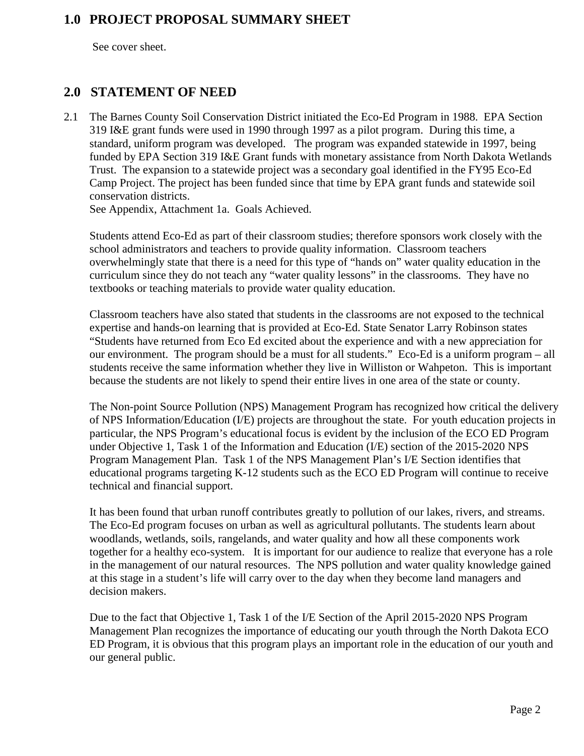## 1.0 PROJECT PROPOSAL SUMMARY SHEET

See cover sheet.

## 2.0 STATEMENT OF NEED

2.1 The Barnes County Soil Conservation District initiated the Eco-Ed Program in 1988. EPA Section 319 I&E grant funds were used in 1990 through 1997 as a pilot program. During this time, a standard, uniform program was developed. The program was expanded statewide in 1997, being funded by EPA Section 319 I&E Grant funds with monetary assistance from North Dakota Wetlands Trust. The expansion to a statewide project was a secondary goal identified in the FY95 Eco-Ed Camp Project. The project has been funded since that time by EPA grant funds and statewide soil conservation districts.
See Appendix, Attachment 1a. Goals Achieved.

Students attend Eco-Ed as part of their classroom studies; therefore sponsors work closely with the school administrators and teachers to provide quality information. Classroom teachers overwhelmingly state that there is a need for this type of "hands on" water quality education in the curriculum since they do not teach any "water quality lessons" in the classrooms. They have no textbooks or teaching materials to provide water quality education.

Classroom teachers have also stated that students in the classrooms are not exposed to the technical expertise and hands-on learning that is provided at Eco-Ed. State Senator Larry Robinson states "Students have returned from Eco Ed excited about the experience and with a new appreciation for our environment. The program should be a must for all students." Eco-Ed is a uniform program – all students receive the same information whether they live in Williston or Wahpeton. This is important because the students are not likely to spend their entire lives in one area of the state or county.

The Non-point Source Pollution (NPS) Management Program has recognized how critical the delivery of NPS Information/Education (I/E) projects are throughout the state. For youth education projects in particular, the NPS Program's educational focus is evident by the inclusion of the ECO ED Program under Objective 1, Task 1 of the Information and Education (I/E) section of the 2015-2020 NPS Program Management Plan. Task 1 of the NPS Management Plan's I/E Section identifies that educational programs targeting K-12 students such as the ECO ED Program will continue to receive technical and financial support.

It has been found that urban runoff contributes greatly to pollution of our lakes, rivers, and streams. The Eco-Ed program focuses on urban as well as agricultural pollutants. The students learn about woodlands, wetlands, soils, rangelands, and water quality and how all these components work together for a healthy eco-system. It is important for our audience to realize that everyone has a role in the management of our natural resources. The NPS pollution and water quality knowledge gained at this stage in a student's life will carry over to the day when they become land managers and decision makers.

Due to the fact that Objective 1, Task 1 of the I/E Section of the April 2015-2020 NPS Program Management Plan recognizes the importance of educating our youth through the North Dakota ECO ED Program, it is obvious that this program plays an important role in the education of our youth and our general public.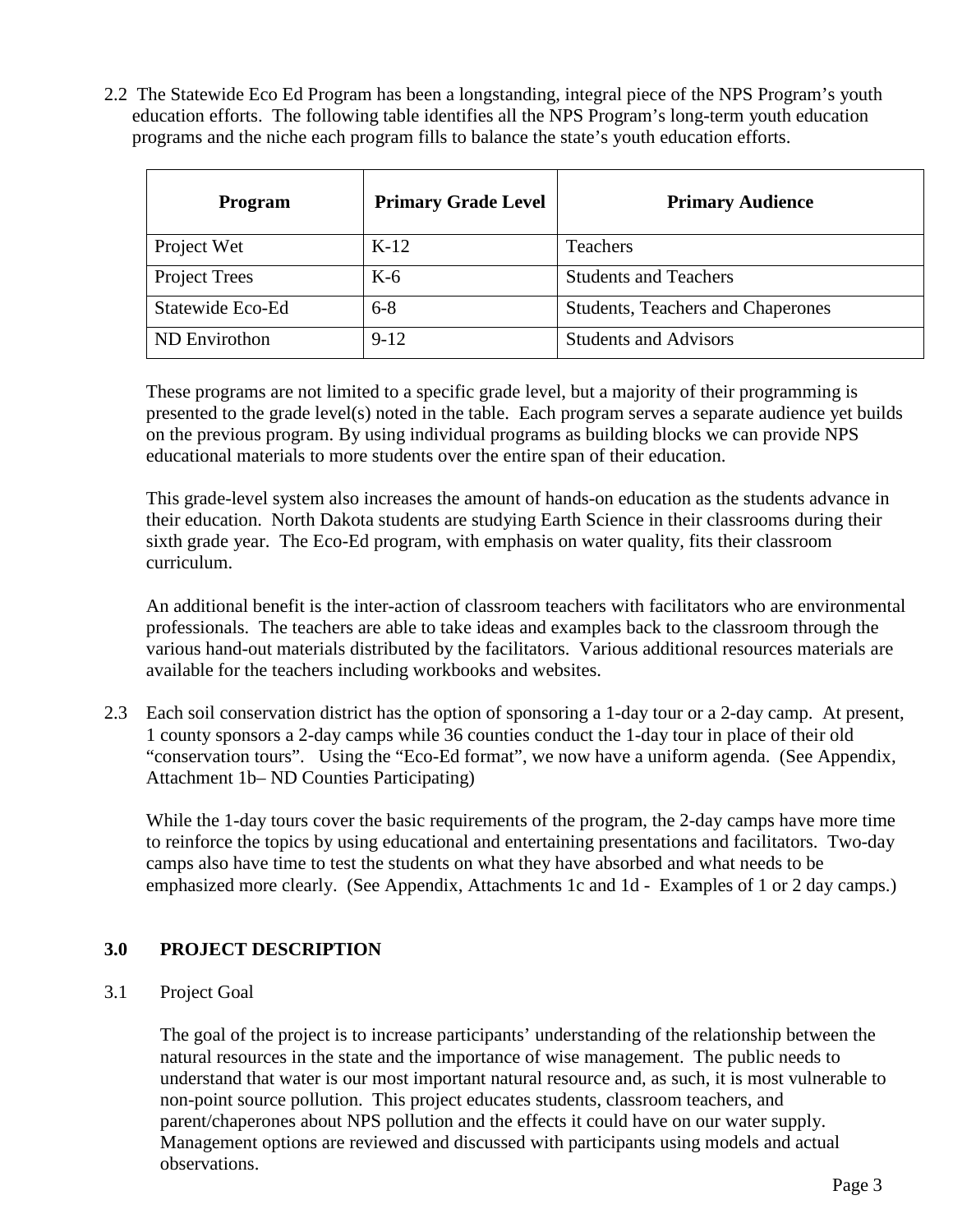2.2 The Statewide Eco Ed Program has been a longstanding, integral piece of the NPS Program's youth education efforts. The following table identifies all the NPS Program's long-term youth education programs and the niche each program fills to balance the state's youth education efforts.

| Program | Primary Grade Level | Primary Audience |
|---|---|---|
| Project Wet | K-12 | Teachers |
| Project Trees | K-6 | Students and Teachers |
| Statewide Eco-Ed | 6-8 | Students, Teachers and Chaperones |
| ND Envirothon | 9-12 | Students and Advisors |

These programs are not limited to a specific grade level, but a majority of their programming is presented to the grade level(s) noted in the table. Each program serves a separate audience yet builds on the previous program. By using individual programs as building blocks we can provide NPS educational materials to more students over the entire span of their education.

This grade-level system also increases the amount of hands-on education as the students advance in their education. North Dakota students are studying Earth Science in their classrooms during their sixth grade year. The Eco-Ed program, with emphasis on water quality, fits their classroom curriculum.

An additional benefit is the inter-action of classroom teachers with facilitators who are environmental professionals. The teachers are able to take ideas and examples back to the classroom through the various hand-out materials distributed by the facilitators. Various additional resources materials are available for the teachers including workbooks and websites.

2.3 Each soil conservation district has the option of sponsoring a 1-day tour or a 2-day camp. At present, 1 county sponsors a 2-day camps while 36 counties conduct the 1-day tour in place of their old "conservation tours". Using the "Eco-Ed format", we now have a uniform agenda. (See Appendix, Attachment 1b– ND Counties Participating)

While the 1-day tours cover the basic requirements of the program, the 2-day camps have more time to reinforce the topics by using educational and entertaining presentations and facilitators. Two-day camps also have time to test the students on what they have absorbed and what needs to be emphasized more clearly. (See Appendix, Attachments 1c and 1d - Examples of 1 or 2 day camps.)

## 3.0 PROJECT DESCRIPTION

### 3.1 Project Goal

The goal of the project is to increase participants' understanding of the relationship between the natural resources in the state and the importance of wise management. The public needs to understand that water is our most important natural resource and, as such, it is most vulnerable to non-point source pollution. This project educates students, classroom teachers, and parent/chaperones about NPS pollution and the effects it could have on our water supply. Management options are reviewed and discussed with participants using models and actual observations.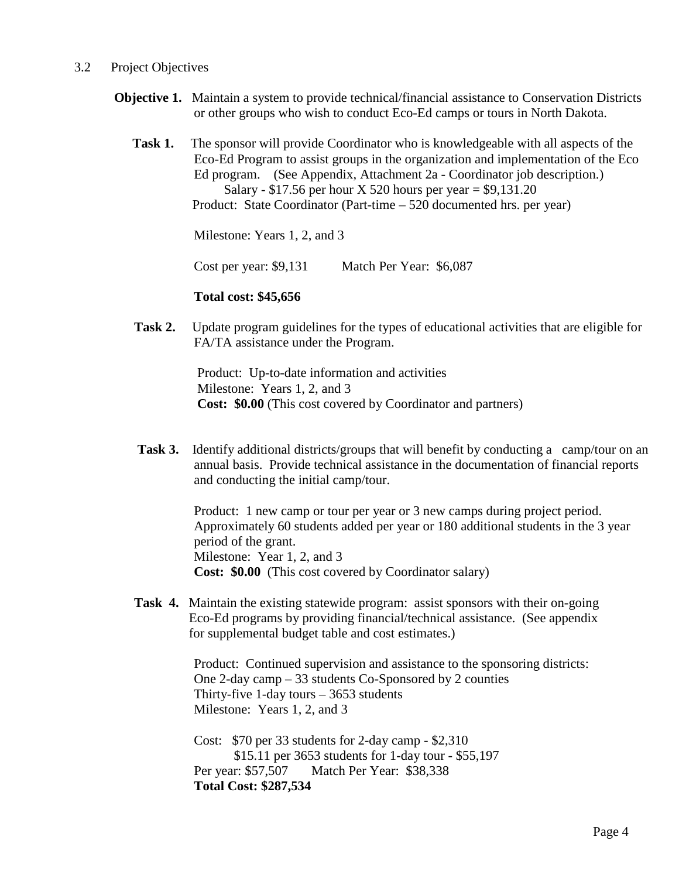## 3.2 Project Objectives

**Objective 1.** Maintain a system to provide technical/financial assistance to Conservation Districts or other groups who wish to conduct Eco-Ed camps or tours in North Dakota.

**Task 1.** The sponsor will provide Coordinator who is knowledgeable with all aspects of the Eco-Ed Program to assist groups in the organization and implementation of the Eco Ed program. (See Appendix, Attachment 2a - Coordinator job description.)

Salary - $17.56 per hour X 520 hours per year = $9,131.20

Product: State Coordinator (Part-time – 520 documented hrs. per year)

Milestone: Years 1, 2, and 3

Cost per year: $9,131 Match Per Year: $6,087

**Total cost: $45,656**

**Task 2.** Update program guidelines for the types of educational activities that are eligible for FA/TA assistance under the Program.

Product: Up-to-date information and activities
Milestone: Years 1, 2, and 3
**Cost: $0.00** (This cost covered by Coordinator and partners)

**Task 3.** Identify additional districts/groups that will benefit by conducting a camp/tour on an annual basis. Provide technical assistance in the documentation of financial reports and conducting the initial camp/tour.

Product: 1 new camp or tour per year or 3 new camps during project period. Approximately 60 students added per year or 180 additional students in the 3 year period of the grant.
Milestone: Year 1, 2, and 3
**Cost: $0.00** (This cost covered by Coordinator salary)

**Task 4.** Maintain the existing statewide program: assist sponsors with their on-going Eco-Ed programs by providing financial/technical assistance. (See appendix for supplemental budget table and cost estimates.)

Product: Continued supervision and assistance to the sponsoring districts:
One 2-day camp – 33 students Co-Sponsored by 2 counties
Thirty-five 1-day tours – 3653 students
Milestone: Years 1, 2, and 3

Cost: $70 per 33 students for 2-day camp - $2,310
$15.11 per 3653 students for 1-day tour - $55,197
Per year: $57,507 Match Per Year: $38,338
**Total Cost: $287,534**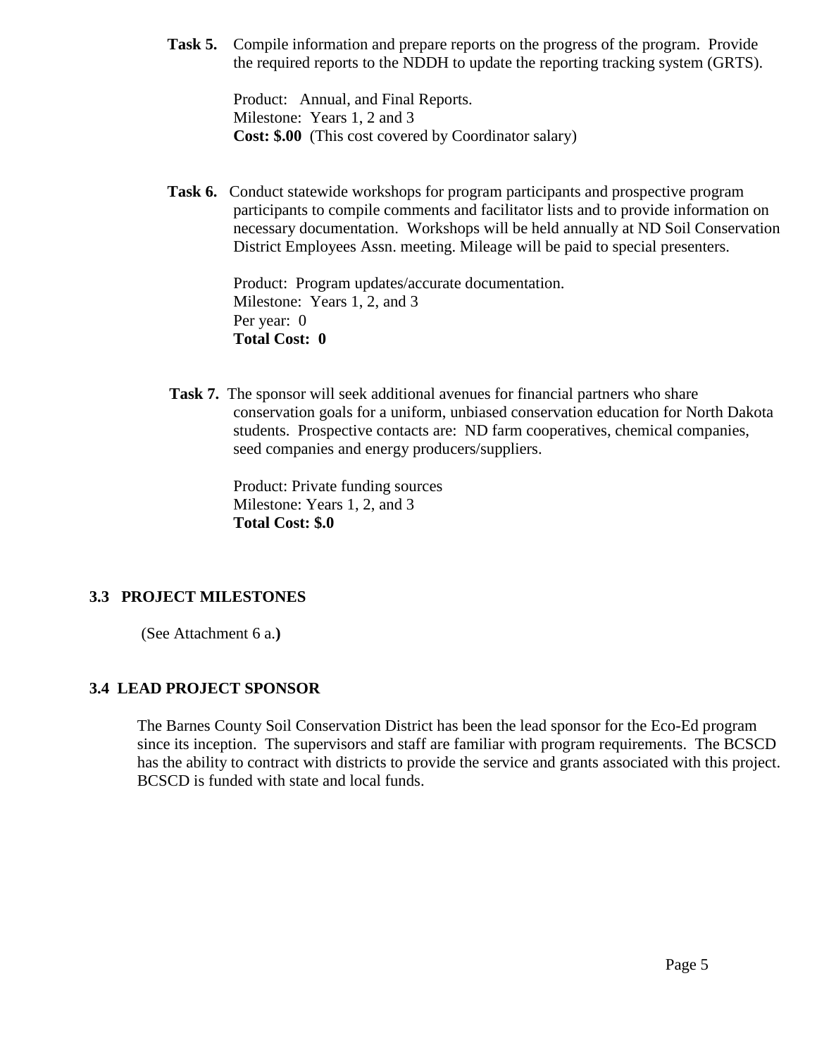**Task 5.** Compile information and prepare reports on the progress of the program. Provide the required reports to the NDDH to update the reporting tracking system (GRTS).

Product: Annual, and Final Reports.
Milestone: Years 1, 2 and 3
**Cost: $.00** (This cost covered by Coordinator salary)

**Task 6.** Conduct statewide workshops for program participants and prospective program participants to compile comments and facilitator lists and to provide information on necessary documentation. Workshops will be held annually at ND Soil Conservation District Employees Assn. meeting. Mileage will be paid to special presenters.

Product: Program updates/accurate documentation.
Milestone: Years 1, 2, and 3
Per year: 0
**Total Cost: 0**

**Task 7.** The sponsor will seek additional avenues for financial partners who share conservation goals for a uniform, unbiased conservation education for North Dakota students. Prospective contacts are: ND farm cooperatives, chemical companies, seed companies and energy producers/suppliers.

Product: Private funding sources
Milestone: Years 1, 2, and 3
**Total Cost: $.0**

## 3.3 PROJECT MILESTONES

(See Attachment 6 a.**)**

## 3.4 LEAD PROJECT SPONSOR

The Barnes County Soil Conservation District has been the lead sponsor for the Eco-Ed program since its inception. The supervisors and staff are familiar with program requirements. The BCSCD has the ability to contract with districts to provide the service and grants associated with this project. BCSCD is funded with state and local funds.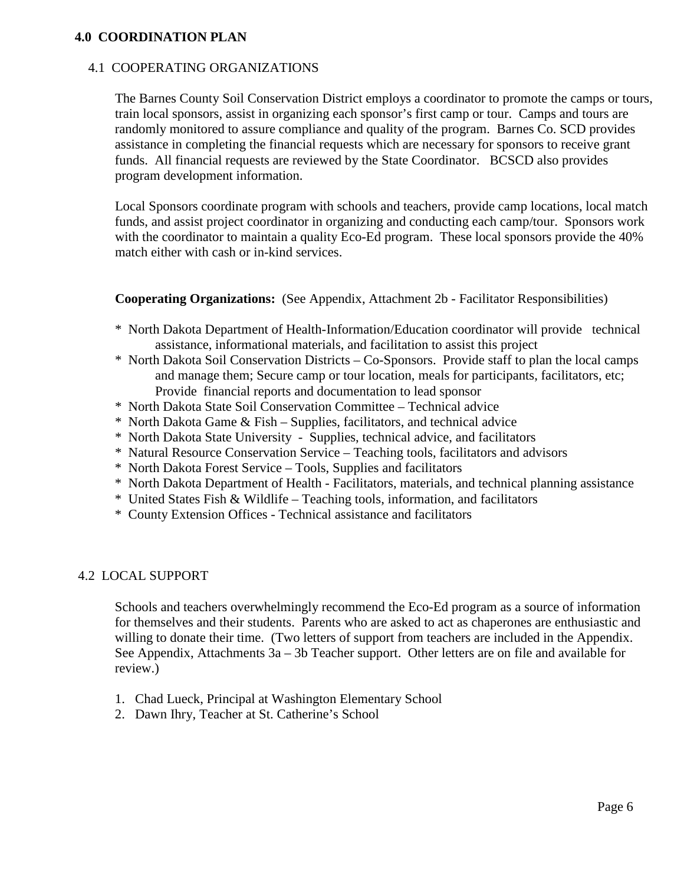## 4.0 COORDINATION PLAN

### 4.1 COOPERATING ORGANIZATIONS

The Barnes County Soil Conservation District employs a coordinator to promote the camps or tours, train local sponsors, assist in organizing each sponsor's first camp or tour. Camps and tours are randomly monitored to assure compliance and quality of the program. Barnes Co. SCD provides assistance in completing the financial requests which are necessary for sponsors to receive grant funds. All financial requests are reviewed by the State Coordinator. BCSCD also provides program development information.

Local Sponsors coordinate program with schools and teachers, provide camp locations, local match funds, and assist project coordinator in organizing and conducting each camp/tour. Sponsors work with the coordinator to maintain a quality Eco-Ed program. These local sponsors provide the 40% match either with cash or in-kind services.

**Cooperating Organizations:** (See Appendix, Attachment 2b - Facilitator Responsibilities)

* North Dakota Department of Health-Information/Education coordinator will provide technical assistance, informational materials, and facilitation to assist this project
* North Dakota Soil Conservation Districts – Co-Sponsors. Provide staff to plan the local camps and manage them; Secure camp or tour location, meals for participants, facilitators, etc; Provide financial reports and documentation to lead sponsor
* North Dakota State Soil Conservation Committee – Technical advice
* North Dakota Game & Fish – Supplies, facilitators, and technical advice
* North Dakota State University - Supplies, technical advice, and facilitators
* Natural Resource Conservation Service – Teaching tools, facilitators and advisors
* North Dakota Forest Service – Tools, Supplies and facilitators
* North Dakota Department of Health - Facilitators, materials, and technical planning assistance
* United States Fish & Wildlife – Teaching tools, information, and facilitators
* County Extension Offices - Technical assistance and facilitators

### 4.2 LOCAL SUPPORT

Schools and teachers overwhelmingly recommend the Eco-Ed program as a source of information for themselves and their students. Parents who are asked to act as chaperones are enthusiastic and willing to donate their time. (Two letters of support from teachers are included in the Appendix. See Appendix, Attachments 3a – 3b Teacher support. Other letters are on file and available for review.)

1. Chad Lueck, Principal at Washington Elementary School
2. Dawn Ihry, Teacher at St. Catherine's School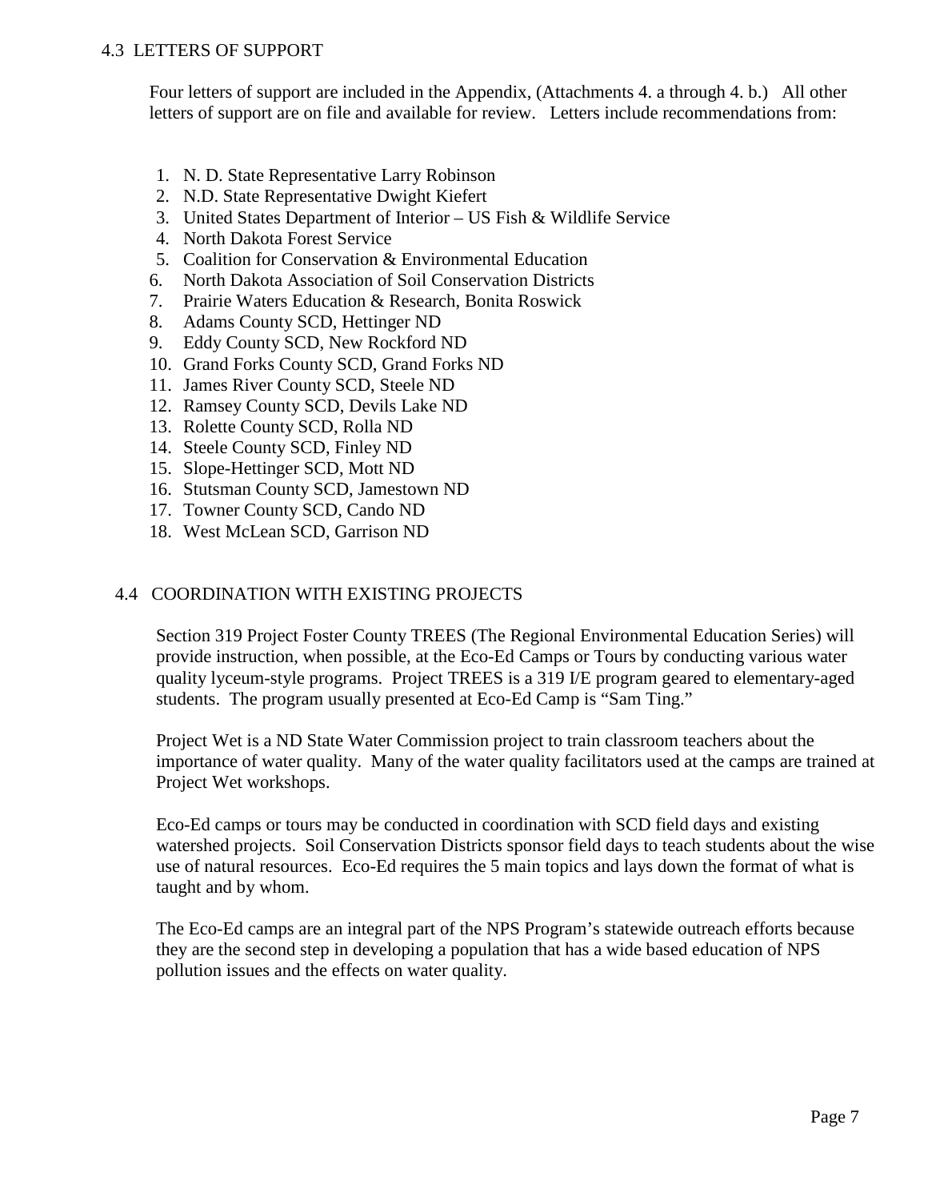## 4.3 LETTERS OF SUPPORT

Four letters of support are included in the Appendix, (Attachments 4. a through 4. b.) All other letters of support are on file and available for review. Letters include recommendations from:

1. N. D. State Representative Larry Robinson
2. N.D. State Representative Dwight Kiefert
3. United States Department of Interior – US Fish & Wildlife Service
4. North Dakota Forest Service
5. Coalition for Conservation & Environmental Education
6. North Dakota Association of Soil Conservation Districts
7. Prairie Waters Education & Research, Bonita Roswick
8. Adams County SCD, Hettinger ND
9. Eddy County SCD, New Rockford ND
10. Grand Forks County SCD, Grand Forks ND
11. James River County SCD, Steele ND
12. Ramsey County SCD, Devils Lake ND
13. Rolette County SCD, Rolla ND
14. Steele County SCD, Finley ND
15. Slope-Hettinger SCD, Mott ND
16. Stutsman County SCD, Jamestown ND
17. Towner County SCD, Cando ND
18. West McLean SCD, Garrison ND

## 4.4 COORDINATION WITH EXISTING PROJECTS

Section 319 Project Foster County TREES (The Regional Environmental Education Series) will provide instruction, when possible, at the Eco-Ed Camps or Tours by conducting various water quality lyceum-style programs. Project TREES is a 319 I/E program geared to elementary-aged students. The program usually presented at Eco-Ed Camp is "Sam Ting."

Project Wet is a ND State Water Commission project to train classroom teachers about the importance of water quality. Many of the water quality facilitators used at the camps are trained at Project Wet workshops.

Eco-Ed camps or tours may be conducted in coordination with SCD field days and existing watershed projects. Soil Conservation Districts sponsor field days to teach students about the wise use of natural resources. Eco-Ed requires the 5 main topics and lays down the format of what is taught and by whom.

The Eco-Ed camps are an integral part of the NPS Program's statewide outreach efforts because they are the second step in developing a population that has a wide based education of NPS pollution issues and the effects on water quality.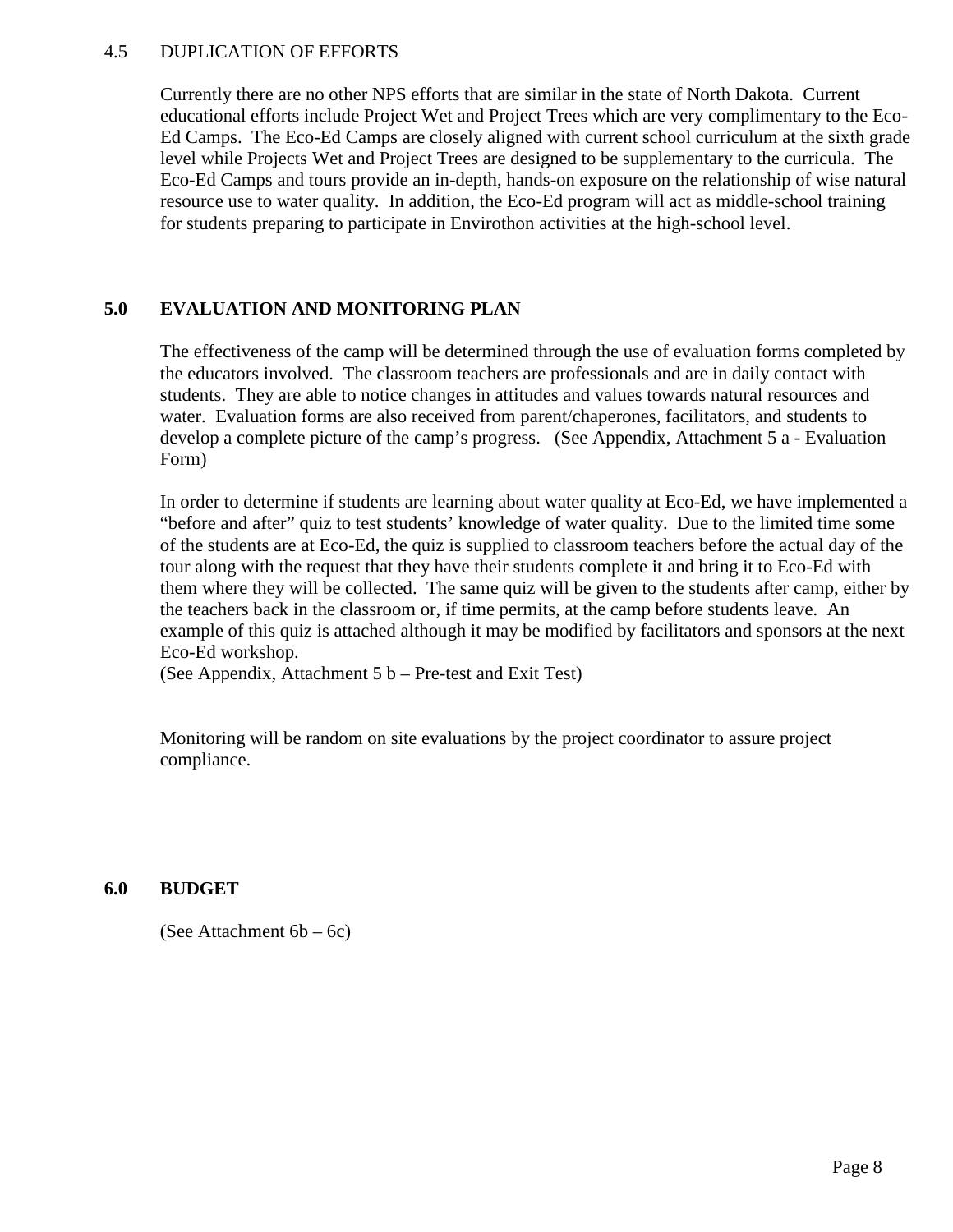### 4.5 DUPLICATION OF EFFORTS

Currently there are no other NPS efforts that are similar in the state of North Dakota. Current educational efforts include Project Wet and Project Trees which are very complimentary to the Eco-Ed Camps. The Eco-Ed Camps are closely aligned with current school curriculum at the sixth grade level while Projects Wet and Project Trees are designed to be supplementary to the curricula. The Eco-Ed Camps and tours provide an in-depth, hands-on exposure on the relationship of wise natural resource use to water quality. In addition, the Eco-Ed program will act as middle-school training for students preparing to participate in Envirothon activities at the high-school level.

## 5.0 EVALUATION AND MONITORING PLAN

The effectiveness of the camp will be determined through the use of evaluation forms completed by the educators involved. The classroom teachers are professionals and are in daily contact with students. They are able to notice changes in attitudes and values towards natural resources and water. Evaluation forms are also received from parent/chaperones, facilitators, and students to develop a complete picture of the camp's progress. (See Appendix, Attachment 5 a - Evaluation Form)

In order to determine if students are learning about water quality at Eco-Ed, we have implemented a "before and after" quiz to test students' knowledge of water quality. Due to the limited time some of the students are at Eco-Ed, the quiz is supplied to classroom teachers before the actual day of the tour along with the request that they have their students complete it and bring it to Eco-Ed with them where they will be collected. The same quiz will be given to the students after camp, either by the teachers back in the classroom or, if time permits, at the camp before students leave. An example of this quiz is attached although it may be modified by facilitators and sponsors at the next Eco-Ed workshop.
(See Appendix, Attachment 5 b – Pre-test and Exit Test)

Monitoring will be random on site evaluations by the project coordinator to assure project compliance.

## 6.0 BUDGET

(See Attachment 6b – 6c)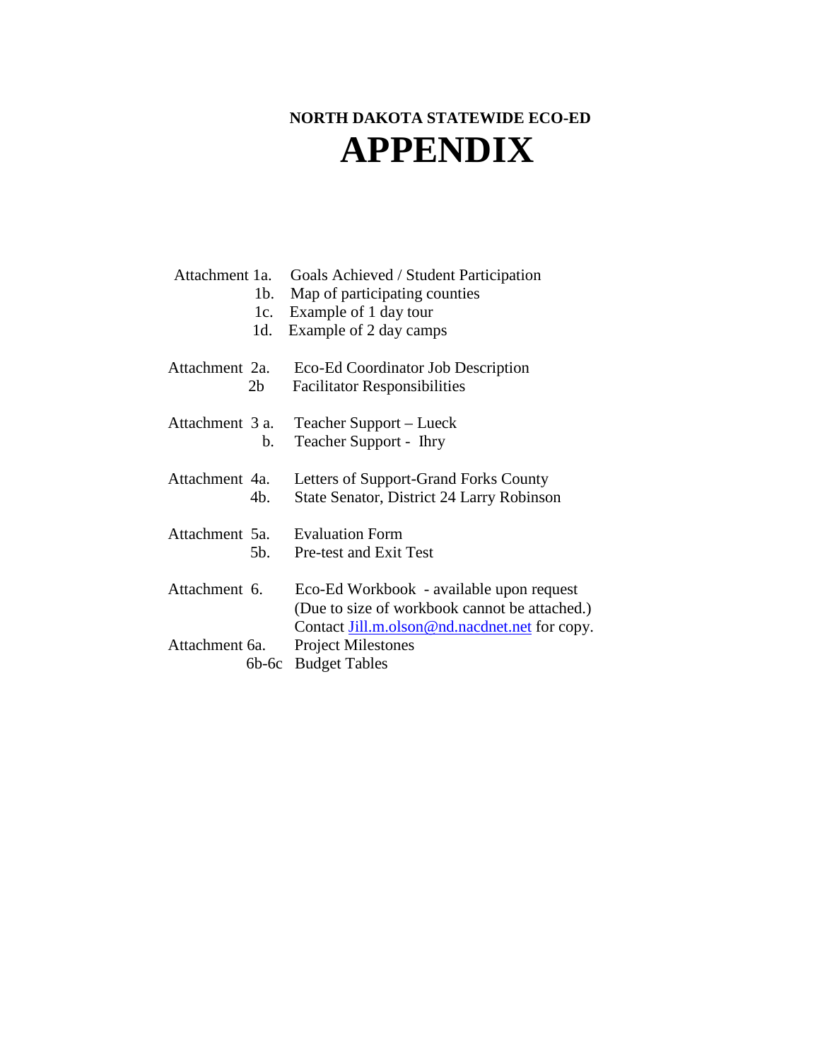**NORTH DAKOTA STATEWIDE ECO-ED**

# APPENDIX

Attachment 1a. Goals Achieved / Student Participation
1b. Map of participating counties
1c. Example of 1 day tour
1d. Example of 2 day camps

Attachment 2a. Eco-Ed Coordinator Job Description
2b Facilitator Responsibilities

Attachment 3 a. Teacher Support – Lueck
b. Teacher Support - Ihry

Attachment 4a. Letters of Support-Grand Forks County
4b. State Senator, District 24 Larry Robinson

Attachment 5a. Evaluation Form
5b. Pre-test and Exit Test

Attachment 6. Eco-Ed Workbook - available upon request
(Due to size of workbook cannot be attached.)
Contact Jill.m.olson@nd.nacdnet.net for copy.

Attachment 6a. Project Milestones
6b-6c Budget Tables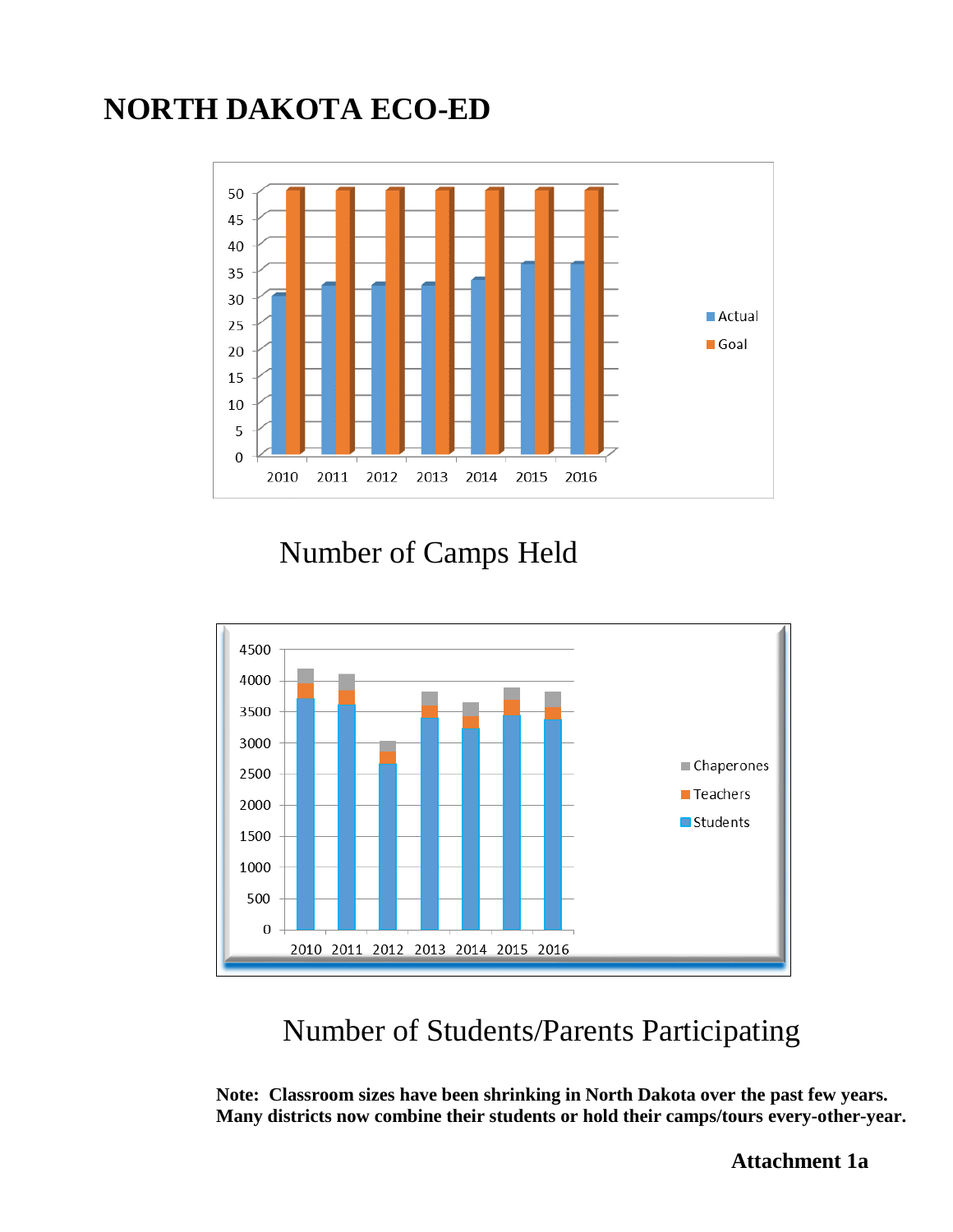# NORTH DAKOTA ECO-ED

Number of Camps Held

Number of Students/Parents Participating

**Note: Classroom sizes have been shrinking in North Dakota over the past few years. Many districts now combine their students or hold their camps/tours every-other-year.**

**Attachment 1a**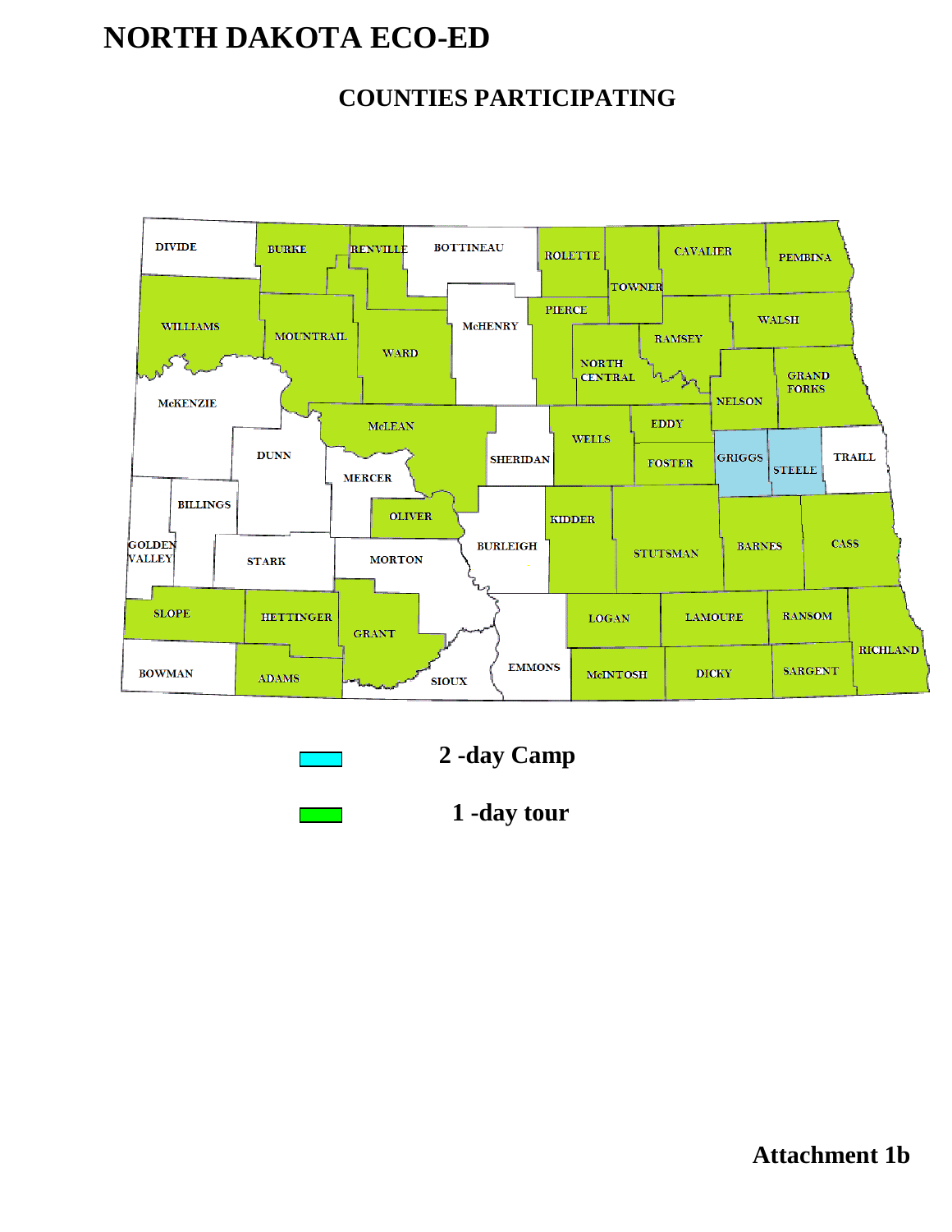# NORTH DAKOTA ECO-ED

## COUNTIES PARTICIPATING

2 -day Camp

1 -day tour

**Attachment 1b**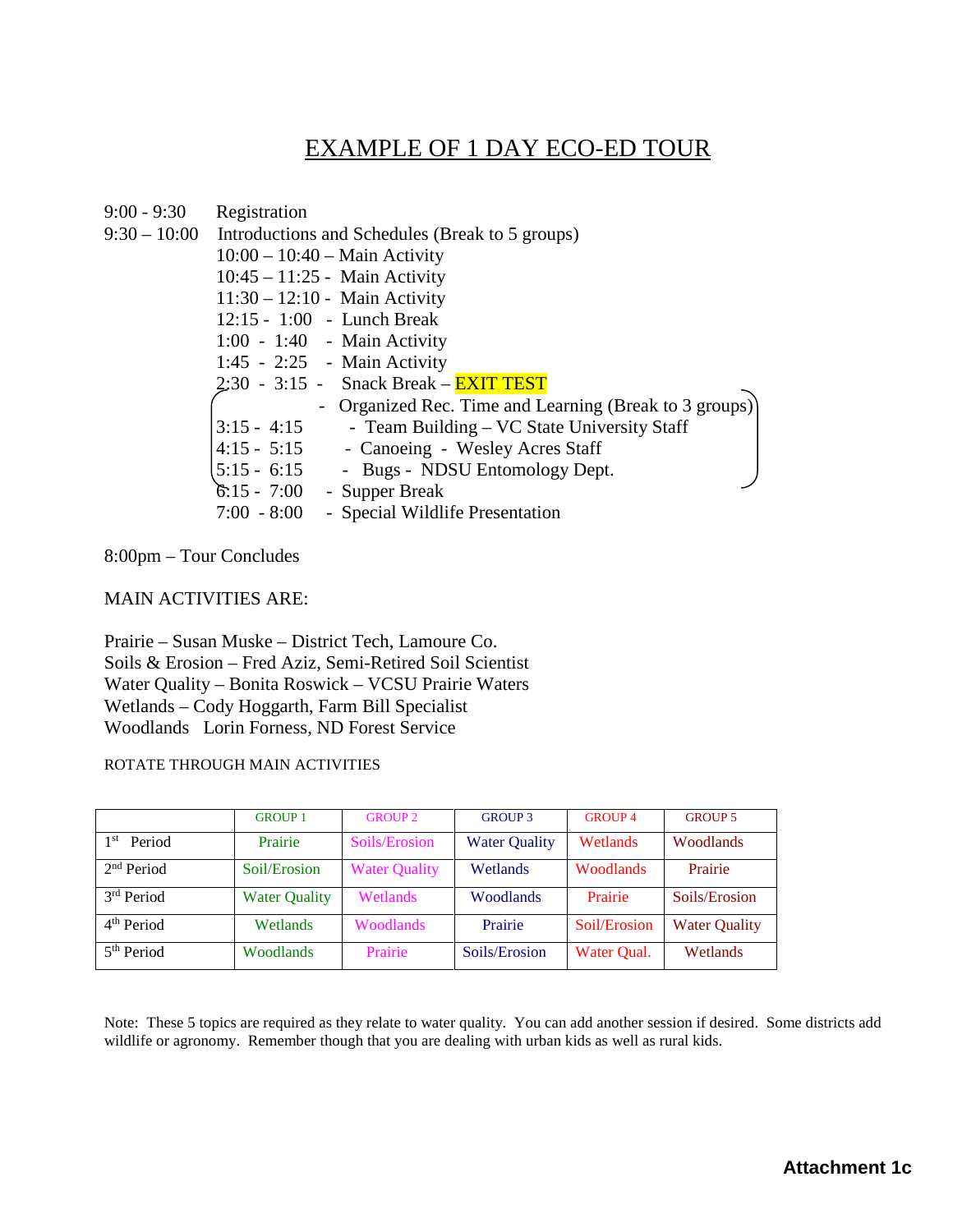# EXAMPLE OF 1 DAY ECO-ED TOUR

9:00 - 9:30 Registration

9:30 – 10:00 Introductions and Schedules (Break to 5 groups)

- 10:00 – 10:40 – Main Activity
- 10:45 – 11:25 - Main Activity
- 11:30 – 12:10 - Main Activity
- 12:15 - 1:00 - Lunch Break
- 1:00 - 1:40 - Main Activity
- 1:45 - 2:25 - Main Activity
- 2:30 - 3:15 - Snack Break – EXIT TEST
- \- Organized Rec. Time and Learning (Break to 3 groups)
  - 3:15 - 4:15 - Team Building – VC State University Staff
  - 4:15 - 5:15 - Canoeing - Wesley Acres Staff
  - 5:15 - 6:15 - Bugs - NDSU Entomology Dept.
- 6:15 - 7:00 - Supper Break
- 7:00 - 8:00 - Special Wildlife Presentation

8:00pm – Tour Concludes

MAIN ACTIVITIES ARE:

Prairie – Susan Muske – District Tech, Lamoure Co.
Soils & Erosion – Fred Aziz, Semi-Retired Soil Scientist
Water Quality – Bonita Roswick – VCSU Prairie Waters
Wetlands – Cody Hoggarth, Farm Bill Specialist
Woodlands Lorin Forness, ND Forest Service

ROTATE THROUGH MAIN ACTIVITIES

| | GROUP 1 | GROUP 2 | GROUP 3 | GROUP 4 | GROUP 5 |
|---|---|---|---|---|---|
| 1st Period | Prairie | Soils/Erosion | Water Quality | Wetlands | Woodlands |
| 2nd Period | Soil/Erosion | Water Quality | Wetlands | Woodlands | Prairie |
| 3rd Period | Water Quality | Wetlands | Woodlands | Prairie | Soils/Erosion |
| 4th Period | Wetlands | Woodlands | Prairie | Soil/Erosion | Water Quality |
| 5th Period | Woodlands | Prairie | Soils/Erosion | Water Qual. | Wetlands |

Note: These 5 topics are required as they relate to water quality. You can add another session if desired. Some districts add wildlife or agronomy. Remember though that you are dealing with urban kids as well as rural kids.

**Attachment 1c**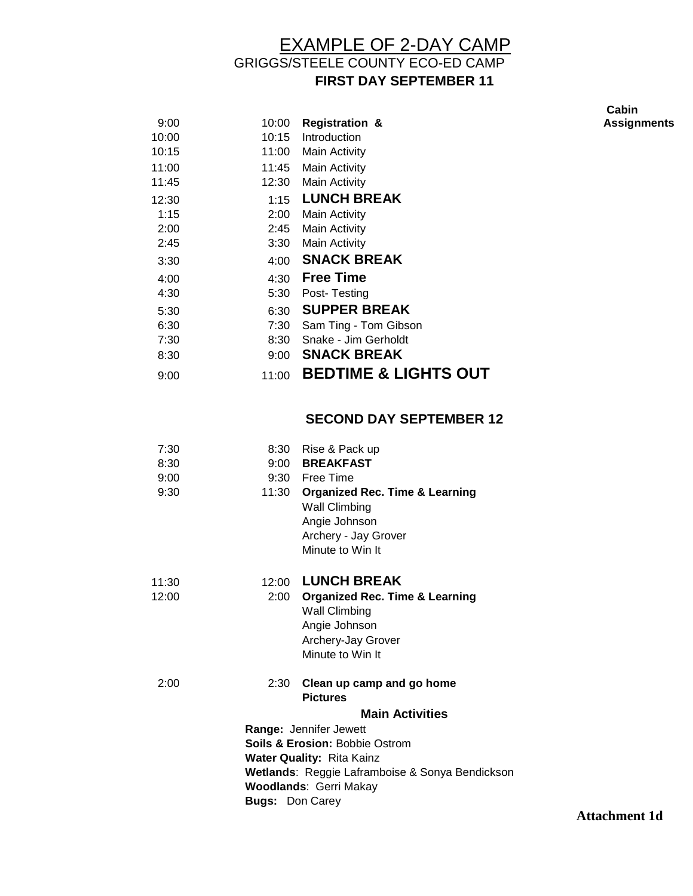# EXAMPLE OF 2-DAY CAMP

GRIGGS/STEELE COUNTY ECO-ED CAMP

## FIRST DAY SEPTEMBER 11

| Start | End | Activity |
|---|---|---|
| 9:00 | 10:00 | **Registration & Cabin Assignments** |
| 10:00 | 10:15 | Introduction |
| 10:15 | 11:00 | Main Activity |
| 11:00 | 11:45 | Main Activity |
| 11:45 | 12:30 | Main Activity |
| 12:30 | 1:15 | **LUNCH BREAK** |
| 1:15 | 2:00 | Main Activity |
| 2:00 | 2:45 | Main Activity |
| 2:45 | 3:30 | Main Activity |
| 3:30 | 4:00 | **SNACK BREAK** |
| 4:00 | 4:30 | **Free Time** |
| 4:30 | 5:30 | Post- Testing |
| 5:30 | 6:30 | **SUPPER BREAK** |
| 6:30 | 7:30 | Sam Ting - Tom Gibson |
| 7:30 | 8:30 | Snake - Jim Gerholdt |
| 8:30 | 9:00 | **SNACK BREAK** |
| 9:00 | 11:00 | **BEDTIME & LIGHTS OUT** |

## SECOND DAY SEPTEMBER 12

| Start | End | Activity |
|---|---|---|
| 7:30 | 8:30 | Rise & Pack up |
| 8:30 | 9:00 | **BREAKFAST** |
| 9:00 | 9:30 | Free Time |
| 9:30 | 11:30 | **Organized Rec. Time & Learning**<br>Wall Climbing<br>Angie Johnson<br>Archery - Jay Grover<br>Minute to Win It |
| 11:30 | 12:00 | **LUNCH BREAK** |
| 12:00 | 2:00 | **Organized Rec. Time & Learning**<br>Wall Climbing<br>Angie Johnson<br>Archery-Jay Grover<br>Minute to Win It |
| 2:00 | 2:30 | **Clean up camp and go home**<br>**Pictures** |

### Main Activities

**Range:** Jennifer Jewett
**Soils & Erosion:** Bobbie Ostrom
**Water Quality:** Rita Kainz
**Wetlands**: Reggie Laframboise & Sonya Bendickson
**Woodlands**: Gerri Makay
**Bugs:** Don Carey

**Attachment 1d**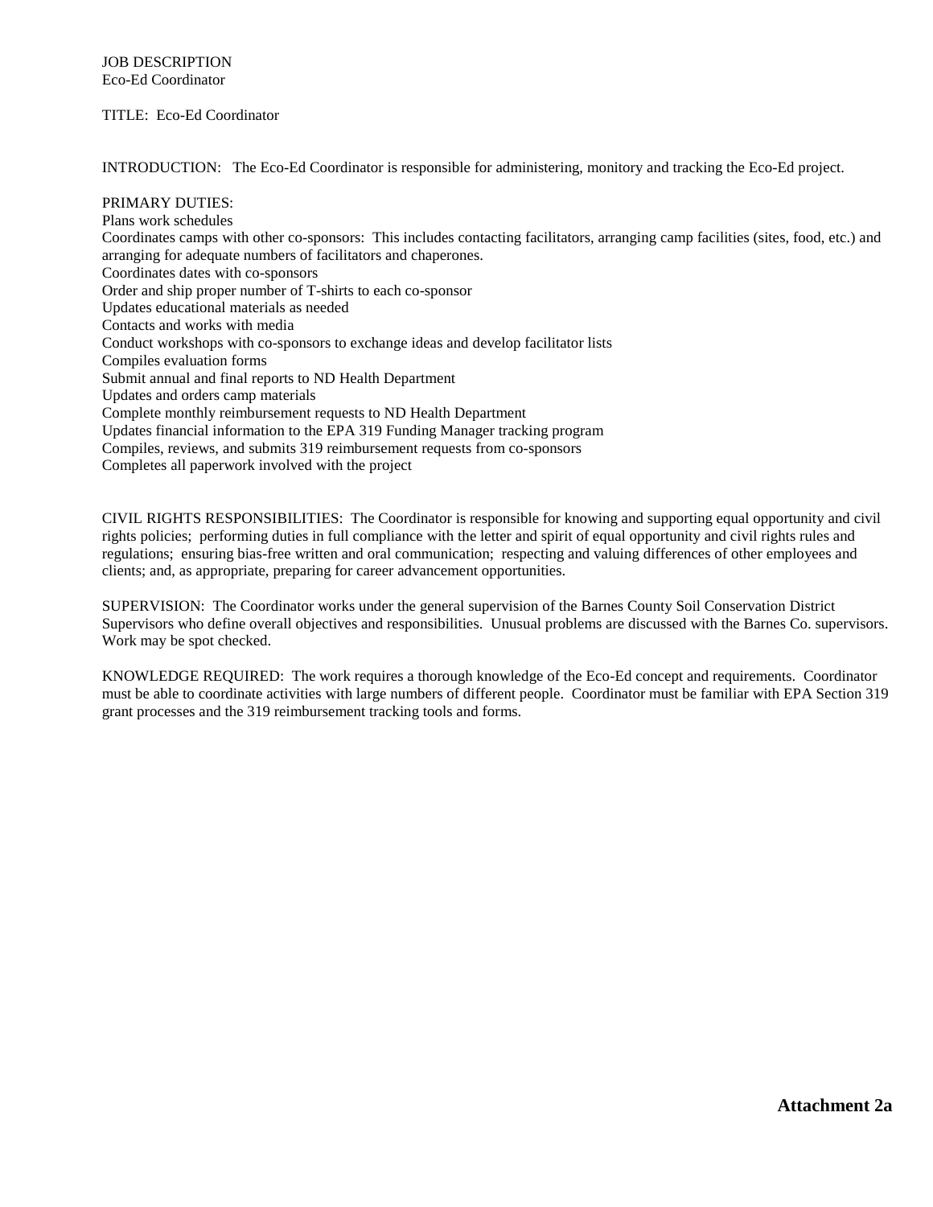JOB DESCRIPTION
Eco-Ed Coordinator

TITLE: Eco-Ed Coordinator

INTRODUCTION: The Eco-Ed Coordinator is responsible for administering, monitory and tracking the Eco-Ed project.

PRIMARY DUTIES:
Plans work schedules
Coordinates camps with other co-sponsors: This includes contacting facilitators, arranging camp facilities (sites, food, etc.) and arranging for adequate numbers of facilitators and chaperones.
Coordinates dates with co-sponsors
Order and ship proper number of T-shirts to each co-sponsor
Updates educational materials as needed
Contacts and works with media
Conduct workshops with co-sponsors to exchange ideas and develop facilitator lists
Compiles evaluation forms
Submit annual and final reports to ND Health Department
Updates and orders camp materials
Complete monthly reimbursement requests to ND Health Department
Updates financial information to the EPA 319 Funding Manager tracking program
Compiles, reviews, and submits 319 reimbursement requests from co-sponsors
Completes all paperwork involved with the project

CIVIL RIGHTS RESPONSIBILITIES: The Coordinator is responsible for knowing and supporting equal opportunity and civil rights policies; performing duties in full compliance with the letter and spirit of equal opportunity and civil rights rules and regulations; ensuring bias-free written and oral communication; respecting and valuing differences of other employees and clients; and, as appropriate, preparing for career advancement opportunities.

SUPERVISION: The Coordinator works under the general supervision of the Barnes County Soil Conservation District Supervisors who define overall objectives and responsibilities. Unusual problems are discussed with the Barnes Co. supervisors. Work may be spot checked.

KNOWLEDGE REQUIRED: The work requires a thorough knowledge of the Eco-Ed concept and requirements. Coordinator must be able to coordinate activities with large numbers of different people. Coordinator must be familiar with EPA Section 319 grant processes and the 319 reimbursement tracking tools and forms.

**Attachment 2a**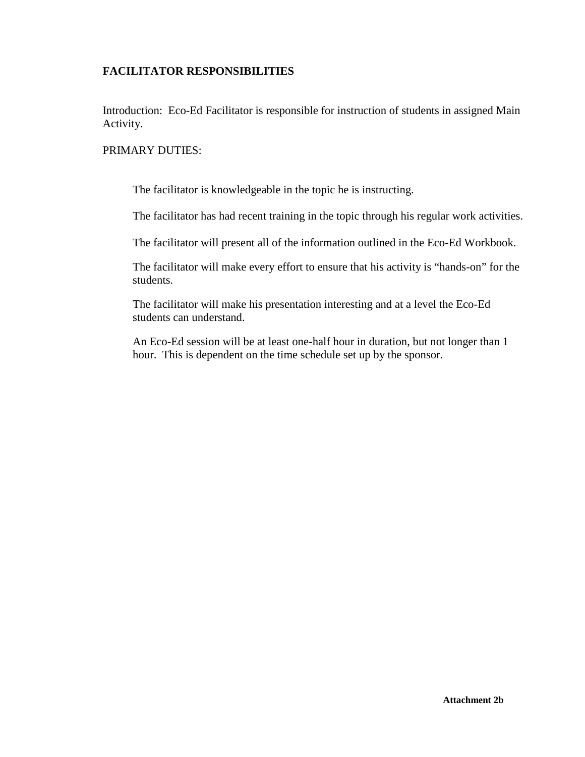**FACILITATOR RESPONSIBILITIES**

Introduction: Eco-Ed Facilitator is responsible for instruction of students in assigned Main Activity.

PRIMARY DUTIES:

The facilitator is knowledgeable in the topic he is instructing.

The facilitator has had recent training in the topic through his regular work activities.

The facilitator will present all of the information outlined in the Eco-Ed Workbook.

The facilitator will make every effort to ensure that his activity is "hands-on" for the students.

The facilitator will make his presentation interesting and at a level the Eco-Ed students can understand.

An Eco-Ed session will be at least one-half hour in duration, but not longer than 1 hour. This is dependent on the time schedule set up by the sponsor.

**Attachment 2b**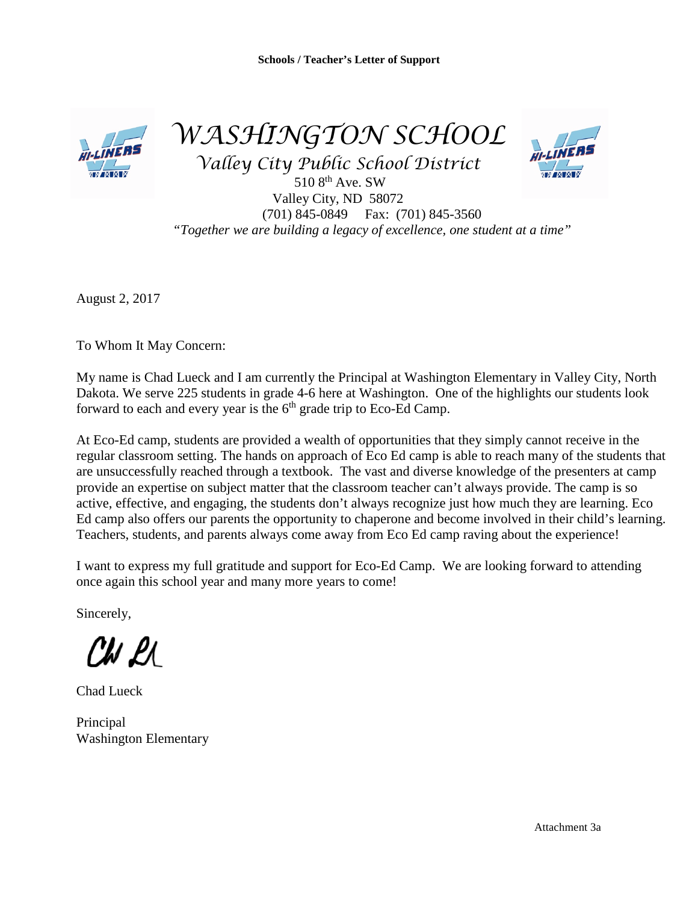**Schools / Teacher's Letter of Support**

# WASHINGTON SCHOOL

*Valley City Public School District*

510 8th Ave. SW
Valley City, ND 58072
(701) 845-0849 Fax: (701) 845-3560

*"Together we are building a legacy of excellence, one student at a time"*

August 2, 2017

To Whom It May Concern:

My name is Chad Lueck and I am currently the Principal at Washington Elementary in Valley City, North Dakota. We serve 225 students in grade 4-6 here at Washington. One of the highlights our students look forward to each and every year is the 6th grade trip to Eco-Ed Camp.

At Eco-Ed camp, students are provided a wealth of opportunities that they simply cannot receive in the regular classroom setting. The hands on approach of Eco Ed camp is able to reach many of the students that are unsuccessfully reached through a textbook. The vast and diverse knowledge of the presenters at camp provide an expertise on subject matter that the classroom teacher can't always provide. The camp is so active, effective, and engaging, the students don't always recognize just how much they are learning. Eco Ed camp also offers our parents the opportunity to chaperone and become involved in their child's learning. Teachers, students, and parents always come away from Eco Ed camp raving about the experience!

I want to express my full gratitude and support for Eco-Ed Camp. We are looking forward to attending once again this school year and many more years to come!

Sincerely,

Chad Lueck

Principal
Washington Elementary

Attachment 3a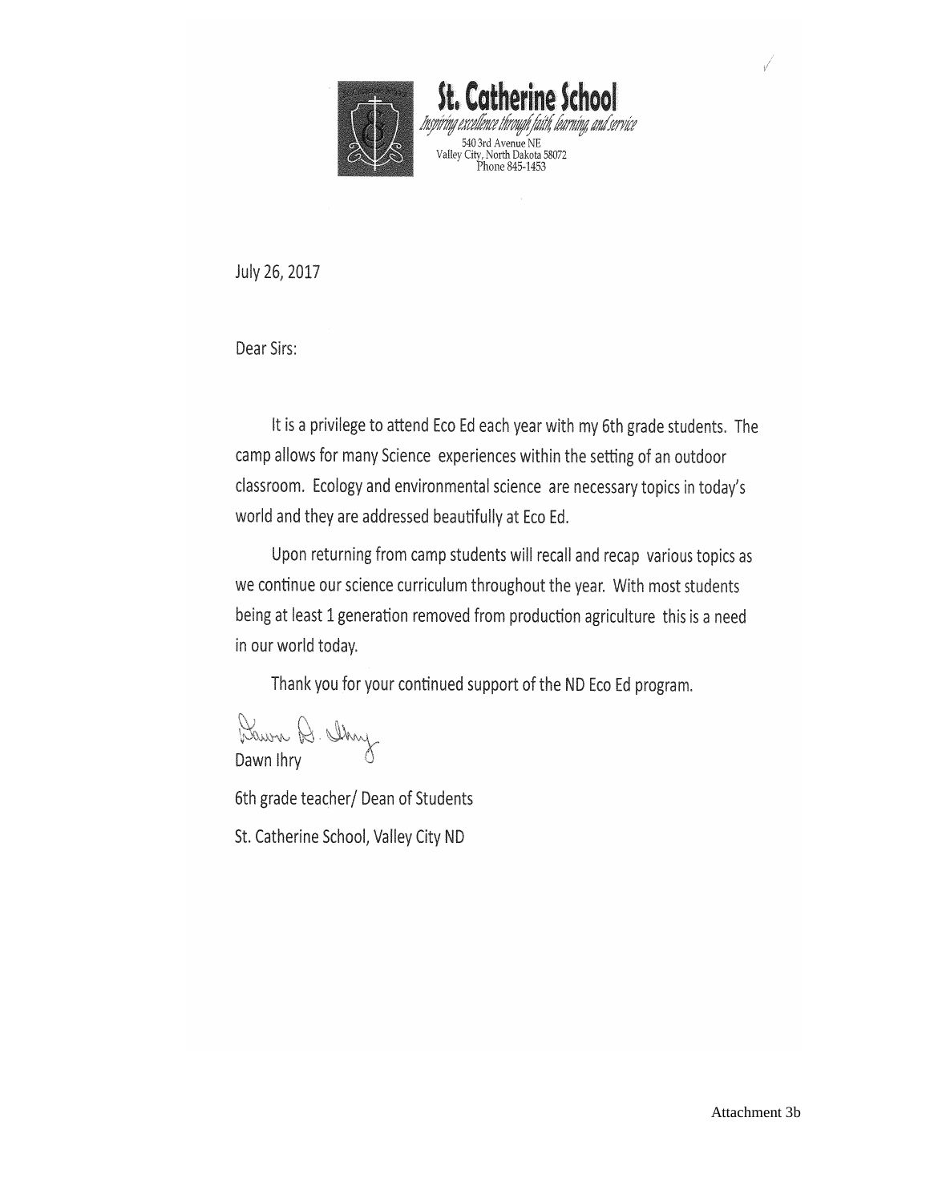**St. Catherine School**

*Inspiring excellence through faith, learning, and service*

540 3rd Avenue NE
Valley City, North Dakota 58072
Phone 845-1453

July 26, 2017

Dear Sirs:

It is a privilege to attend Eco Ed each year with my 6th grade students. The camp allows for many Science experiences within the setting of an outdoor classroom. Ecology and environmental science are necessary topics in today's world and they are addressed beautifully at Eco Ed.

Upon returning from camp students will recall and recap various topics as we continue our science curriculum throughout the year. With most students being at least 1 generation removed from production agriculture this is a need in our world today.

Thank you for your continued support of the ND Eco Ed program.

Dawn Ihry

6th grade teacher/ Dean of Students

St. Catherine School, Valley City ND

Attachment 3b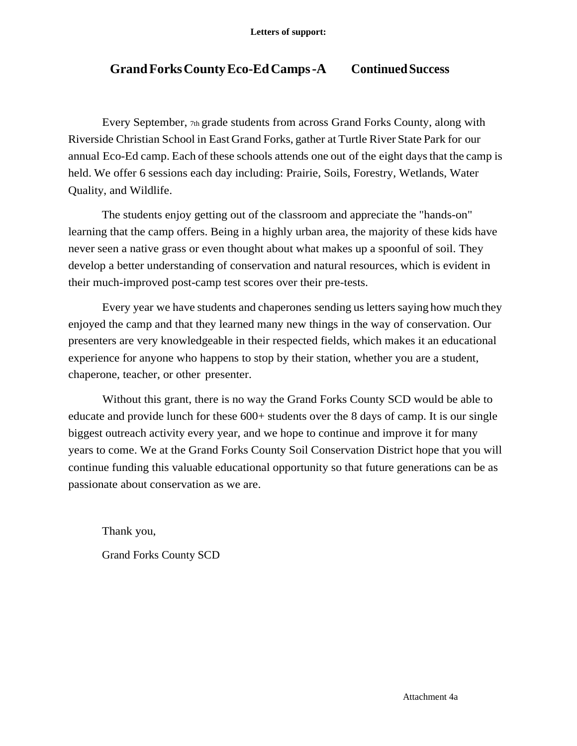**Letters of support:**

## Grand Forks County Eco-Ed Camps - A Continued Success

Every September, 7th grade students from across Grand Forks County, along with Riverside Christian School in East Grand Forks, gather at Turtle River State Park for our annual Eco-Ed camp. Each of these schools attends one out of the eight days that the camp is held. We offer 6 sessions each day including: Prairie, Soils, Forestry, Wetlands, Water Quality, and Wildlife.

The students enjoy getting out of the classroom and appreciate the "hands-on" learning that the camp offers. Being in a highly urban area, the majority of these kids have never seen a native grass or even thought about what makes up a spoonful of soil. They develop a better understanding of conservation and natural resources, which is evident in their much-improved post-camp test scores over their pre-tests.

Every year we have students and chaperones sending us letters saying how much they enjoyed the camp and that they learned many new things in the way of conservation. Our presenters are very knowledgeable in their respected fields, which makes it an educational experience for anyone who happens to stop by their station, whether you are a student, chaperone, teacher, or other presenter.

Without this grant, there is no way the Grand Forks County SCD would be able to educate and provide lunch for these 600+ students over the 8 days of camp. It is our single biggest outreach activity every year, and we hope to continue and improve it for many years to come. We at the Grand Forks County Soil Conservation District hope that you will continue funding this valuable educational opportunity so that future generations can be as passionate about conservation as we are.

Thank you,

Grand Forks County SCD

Attachment 4a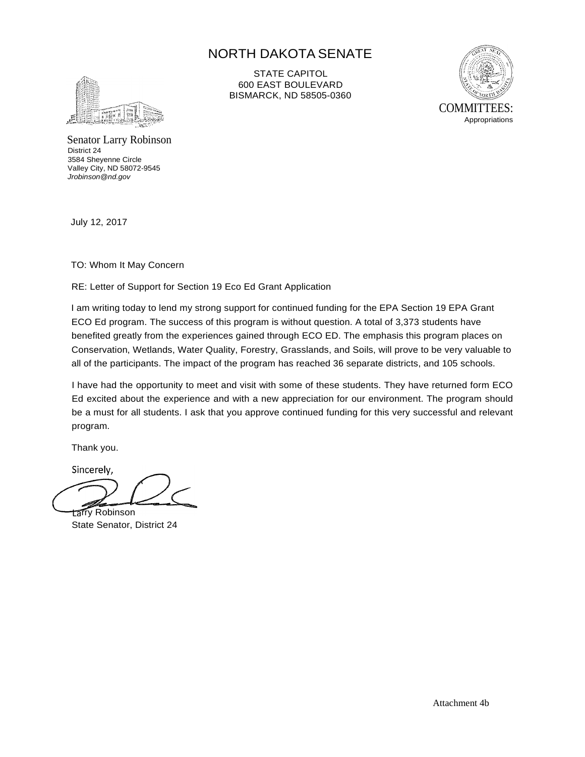# NORTH DAKOTA SENATE

STATE CAPITOL
600 EAST BOULEVARD
BISMARCK, ND 58505-0360

COMMITTEES:
Appropriations

Senator Larry Robinson
District 24
3584 Sheyenne Circle
Valley City, ND 58072-9545
*Jrobinson@nd.gov*

July 12, 2017

TO: Whom It May Concern

RE: Letter of Support for Section 19 Eco Ed Grant Application

I am writing today to lend my strong support for continued funding for the EPA Section 19 EPA Grant ECO Ed program. The success of this program is without question. A total of 3,373 students have benefited greatly from the experiences gained through ECO ED. The emphasis this program places on Conservation, Wetlands, Water Quality, Forestry, Grasslands, and Soils, will prove to be very valuable to all of the participants. The impact of the program has reached 36 separate districts, and 105 schools.

I have had the opportunity to meet and visit with some of these students. They have returned form ECO Ed excited about the experience and with a new appreciation for our environment. The program should be a must for all students. I ask that you approve continued funding for this very successful and relevant program.

Thank you.

Sincerely,

Larry Robinson
State Senator, District 24

Attachment 4b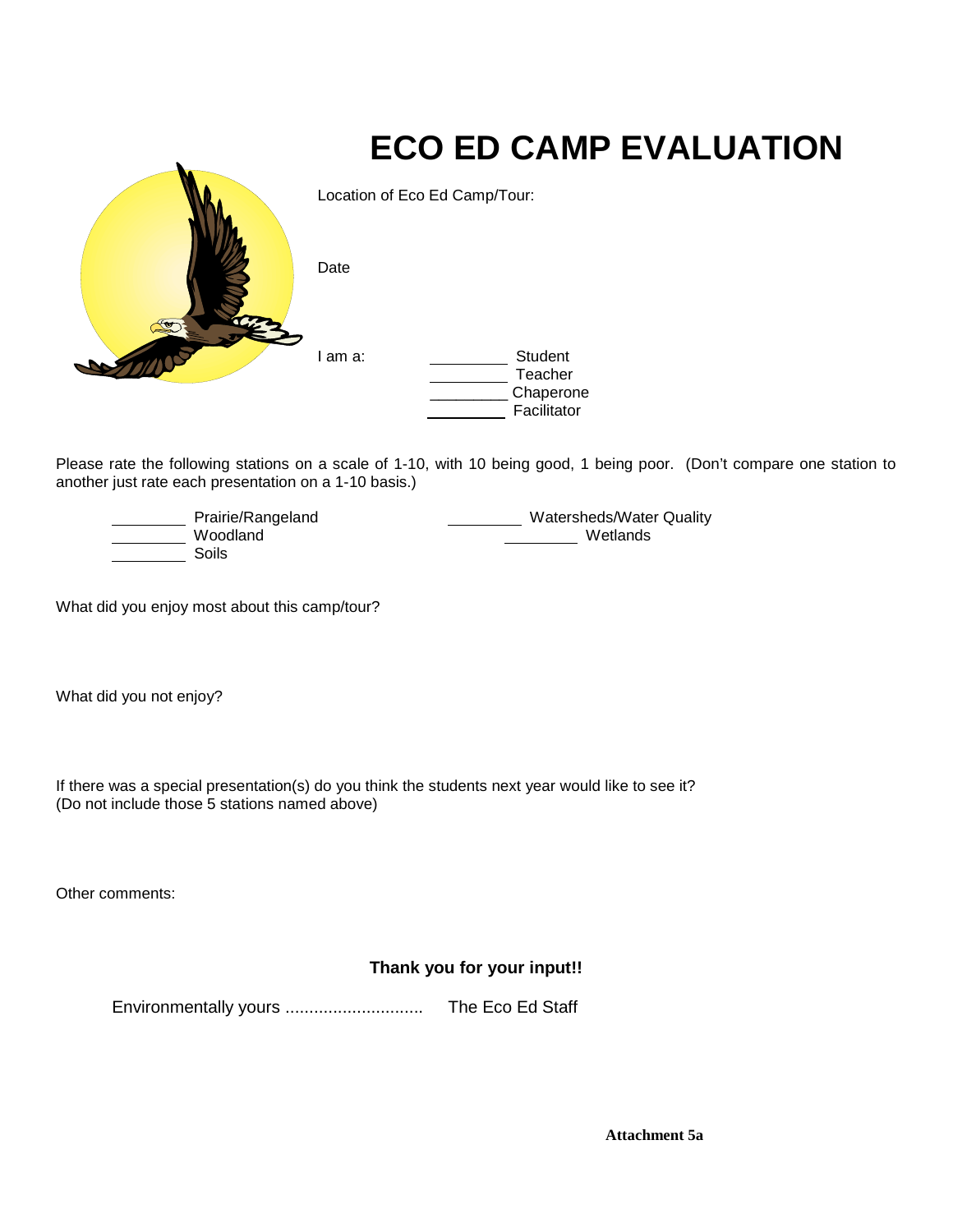# ECO ED CAMP EVALUATION

Location of Eco Ed Camp/Tour:

Date

I am a:

_________ Student
_________ Teacher
_________ Chaperone
_________ Facilitator

Please rate the following stations on a scale of 1-10, with 10 being good, 1 being poor. (Don't compare one station to another just rate each presentation on a 1-10 basis.)

_________ Prairie/Rangeland
_________ Woodland
_________ Soils
_________ Watersheds/Water Quality
_________ Wetlands

What did you enjoy most about this camp/tour?

What did you not enjoy?

If there was a special presentation(s) do you think the students next year would like to see it?
(Do not include those 5 stations named above)

Other comments:

**Thank you for your input!!**

Environmentally yours ............................ The Eco Ed Staff

**Attachment 5a**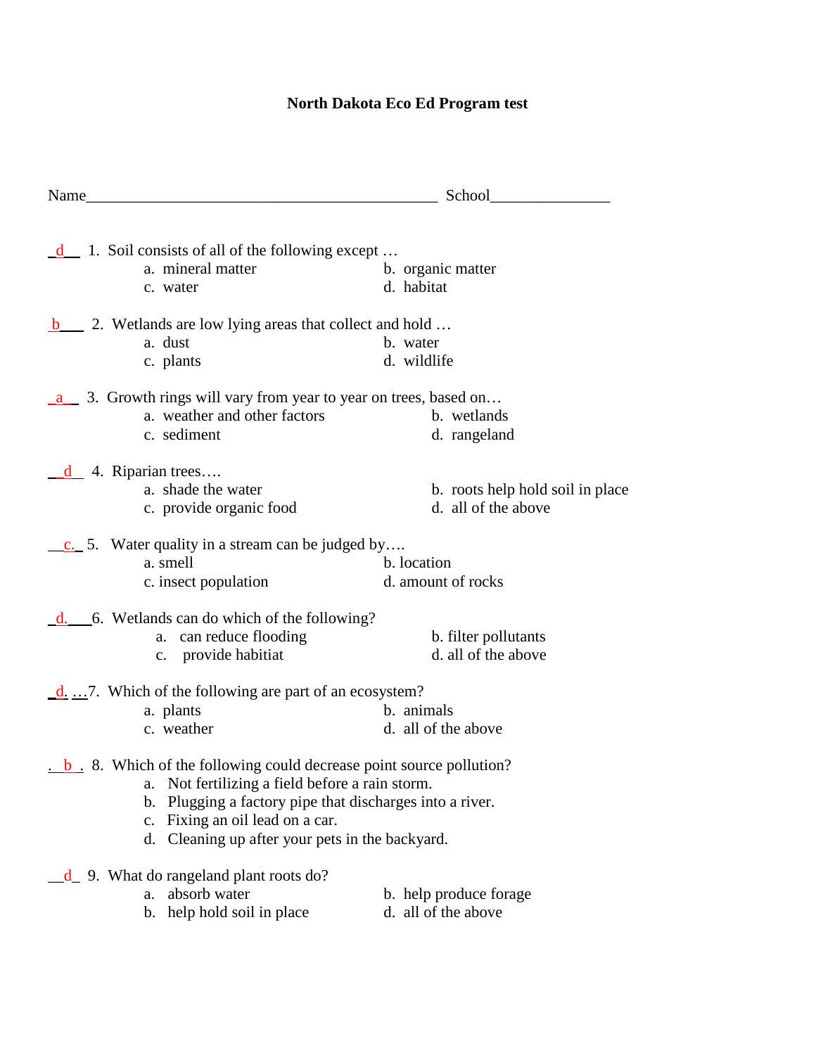**North Dakota Eco Ed Program test**

Name_____________________________________________ School_______________

_d__ 1. Soil consists of all of the following except …

a. mineral matter
b. organic matter
c. water
d. habitat

b___ 2. Wetlands are low lying areas that collect and hold …

a. dust
b. water
c. plants
d. wildlife

_a__ 3. Growth rings will vary from year to year on trees, based on…

a. weather and other factors
b. wetlands
c. sediment
d. rangeland

__d__ 4. Riparian trees….

a. shade the water
b. roots help hold soil in place
c. provide organic food
d. all of the above

__c._ 5. Water quality in a stream can be judged by….

a. smell
b. location
c. insect population
d. amount of rocks

_d.___6. Wetlands can do which of the following?

a. can reduce flooding
b. filter pollutants
c. provide habitiat
d. all of the above

_d. …7. Which of the following are part of an ecosystem?

a. plants
b. animals
c. weather
d. all of the above

. b . 8. Which of the following could decrease point source pollution?

a. Not fertilizing a field before a rain storm.
b. Plugging a factory pipe that discharges into a river.
c. Fixing an oil lead on a car.
d. Cleaning up after your pets in the backyard.

__d_ 9. What do rangeland plant roots do?

a. absorb water
b. help produce forage
b. help hold soil in place
d. all of the above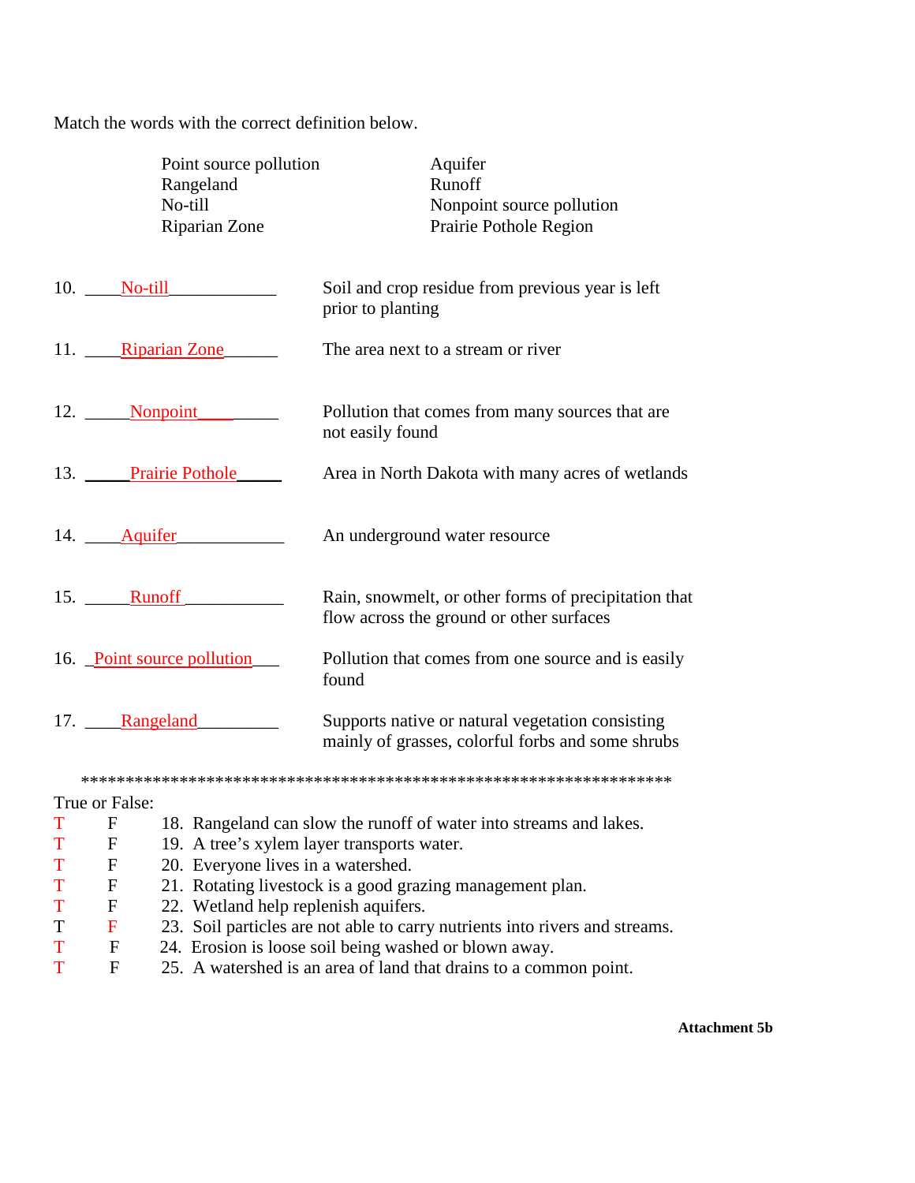Match the words with the correct definition below.

| | |
|---|---|
| Point source pollution | Aquifer |
| Rangeland | Runoff |
| No-till | Nonpoint source pollution |
| Riparian Zone | Prairie Pothole Region |

10. ____No-till____________ Soil and crop residue from previous year is left prior to planting

11. ____Riparian Zone______ The area next to a stream or river

12. _____Nonpoint__________ Pollution that comes from many sources that are not easily found

13. _____Prairie Pothole_____ Area in North Dakota with many acres of wetlands

14. ____Aquifer____________ An underground water resource

15. _____Runoff ___________ Rain, snowmelt, or other forms of precipitation that flow across the ground or other surfaces

16. _Point source pollution___ Pollution that comes from one source and is easily found

17. ____Rangeland_________ Supports native or natural vegetation consisting mainly of grasses, colorful forbs and some shrubs

******************************************************************

True or False:

T F 18. Rangeland can slow the runoff of water into streams and lakes.
T F 19. A tree's xylem layer transports water.
T F 20. Everyone lives in a watershed.
T F 21. Rotating livestock is a good grazing management plan.
T F 22. Wetland help replenish aquifers.
T F 23. Soil particles are not able to carry nutrients into rivers and streams.
T F 24. Erosion is loose soil being washed or blown away.
T F 25. A watershed is an area of land that drains to a common point.

**Attachment 5b**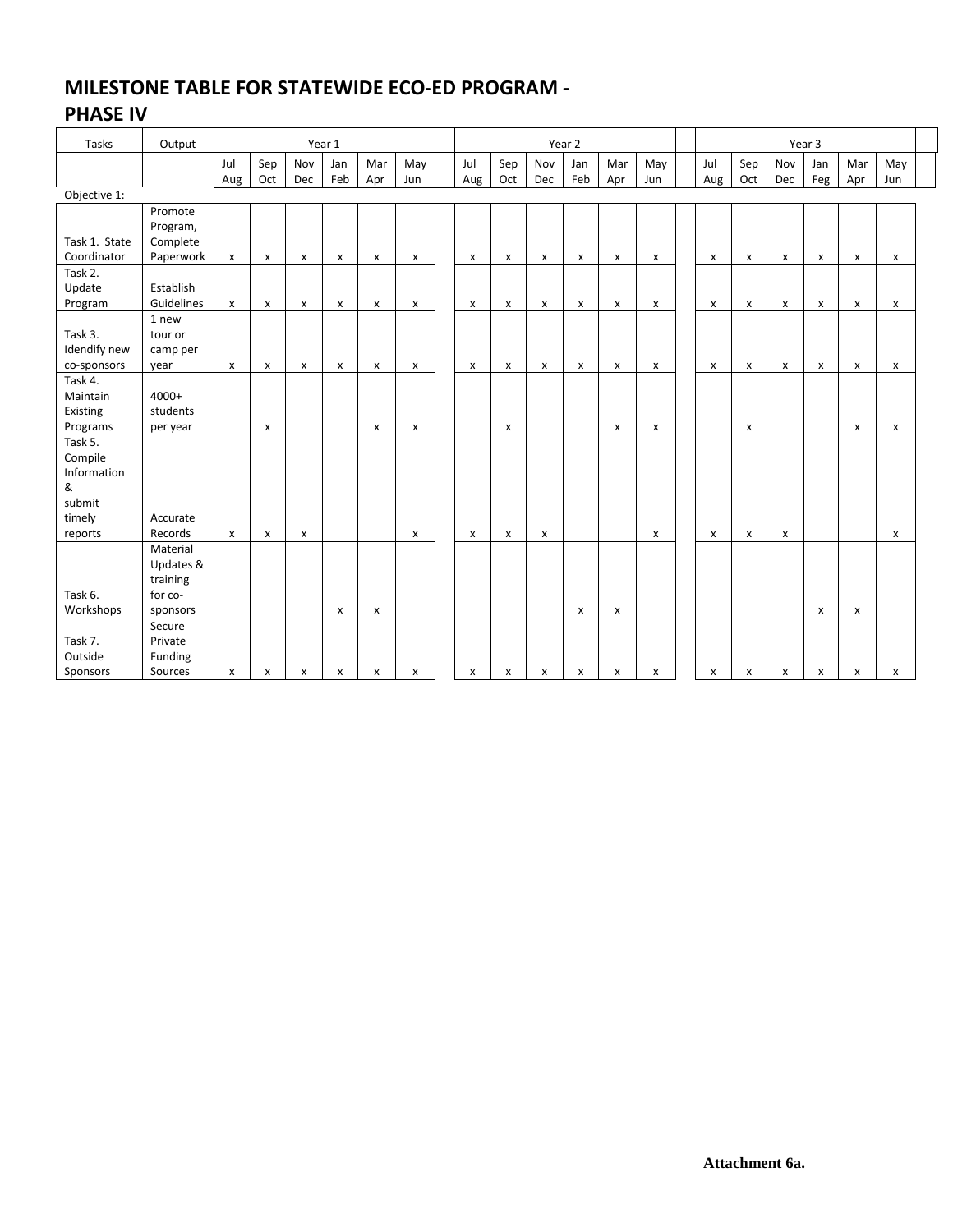# MILESTONE TABLE FOR STATEWIDE ECO-ED PROGRAM - PHASE IV

| Tasks | Output | Year 1 | | | | | | | Year 2 | | | | | | | Year 3 | | | | | |
|---|---|---|---|---|---|---|---|---|---|---|---|---|---|---|---|---|---|---|---|---|---|
| | | Jul Aug | Sep Oct | Nov Dec | Jan Feb | Mar Apr | May Jun | | Jul Aug | Sep Oct | Nov Dec | Jan Feb | Mar Apr | May Jun | | Jul Aug | Sep Oct | Nov Dec | Jan Feg | Mar Apr | May Jun |
| Objective 1: | | | | | | | | | | | | | | | | | | | | | |
| Task 1. State Coordinator | Promote Program, Complete Paperwork | x | x | x | x | x | x | | x | x | x | x | x | x | | x | x | x | x | x | x |
| Task 2. Update Program | Establish Guidelines | x | x | x | x | x | x | | x | x | x | x | x | x | | x | x | x | x | x | x |
| Task 3. Idendify new co-sponsors | 1 new tour or camp per year | x | x | x | x | x | x | | x | x | x | x | x | x | | x | x | x | x | x | x |
| Task 4. Maintain Existing Programs | 4000+ students per year | | x | | | x | x | | | x | | | x | x | | | x | | | x | x |
| Task 5. Compile Information & submit timely reports | Accurate Records | x | x | x | | | x | | x | x | x | | | x | | x | x | x | | | x |
| Task 6. Workshops | Material Updates & training for co-sponsors | | | | x | x | | | | | | x | x | | | | | | x | x | |
| Task 7. Outside Sponsors | Secure Private Funding Sources | x | x | x | x | x | x | | x | x | x | x | x | x | | x | x | x | x | x | x |

**Attachment 6a.**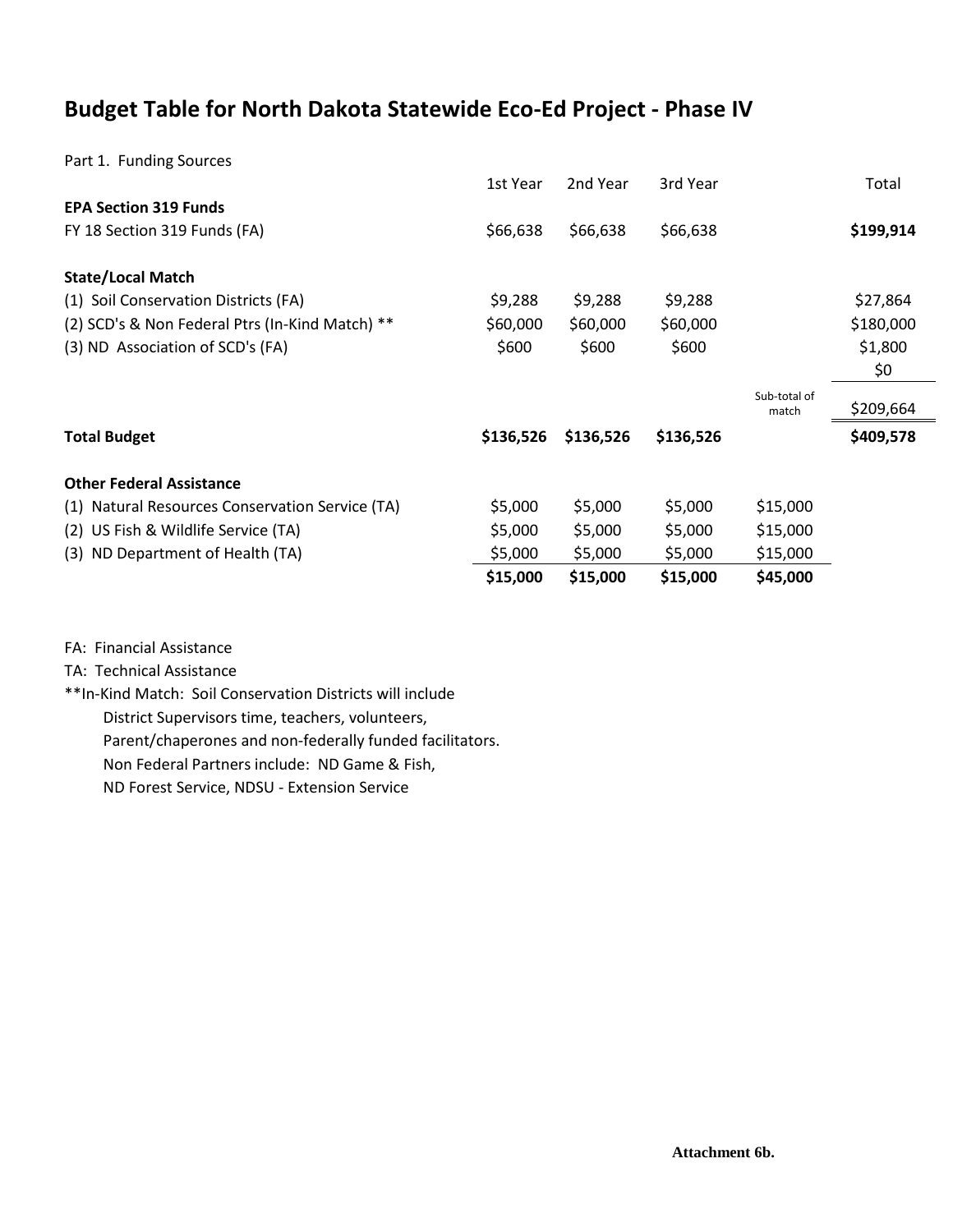# Budget Table for North Dakota Statewide Eco-Ed Project - Phase IV

Part 1. Funding Sources

| | 1st Year | 2nd Year | 3rd Year | | Total |
|---|---|---|---|---|---|
| **EPA Section 319 Funds** | | | | | |
| FY 18 Section 319 Funds (FA) | $66,638 | $66,638 | $66,638 | | **$199,914** |
| | | | | | |
| **State/Local Match** | | | | | |
| (1) Soil Conservation Districts (FA) | $9,288 | $9,288 | $9,288 | | $27,864 |
| (2) SCD's & Non Federal Ptrs (In-Kind Match) ** | $60,000 | $60,000 | $60,000 | | $180,000 |
| (3) ND Association of SCD's (FA) | $600 | $600 | $600 | | $1,800 |
| | | | | | $0 |
| | | | | Sub-total of match | $209,664 |
| **Total Budget** | **$136,526** | **$136,526** | **$136,526** | | **$409,578** |
| | | | | | |
| **Other Federal Assistance** | | | | | |
| (1) Natural Resources Conservation Service (TA) | $5,000 | $5,000 | $5,000 | $15,000 | |
| (2) US Fish & Wildlife Service (TA) | $5,000 | $5,000 | $5,000 | $15,000 | |
| (3) ND Department of Health (TA) | $5,000 | $5,000 | $5,000 | $15,000 | |
| | **$15,000** | **$15,000** | **$15,000** | **$45,000** | |

FA: Financial Assistance

TA: Technical Assistance

**In-Kind Match: Soil Conservation Districts will include District Supervisors time, teachers, volunteers, Parent/chaperones and non-federally funded facilitators. Non Federal Partners include: ND Game & Fish, ND Forest Service, NDSU - Extension Service

**Attachment 6b.**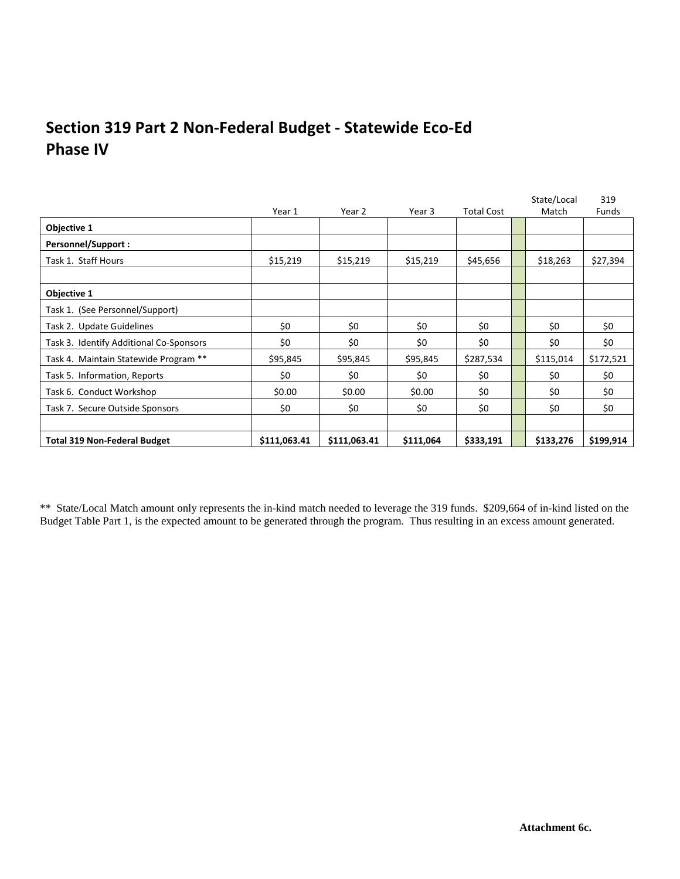# Section 319 Part 2 Non-Federal Budget - Statewide Eco-Ed Phase IV

| | Year 1 | Year 2 | Year 3 | Total Cost | | State/Local Match | 319 Funds |
|---|---|---|---|---|---|---|---|
| **Objective 1** | | | | | | | |
| **Personnel/Support :** | | | | | | | |
| Task 1. Staff Hours | $15,219 | $15,219 | $15,219 | $45,656 | | $18,263 | $27,394 |
| | | | | | | | |
| **Objective 1** | | | | | | | |
| Task 1. (See Personnel/Support) | | | | | | | |
| Task 2. Update Guidelines | $0 | $0 | $0 | $0 | | $0 | $0 |
| Task 3. Identify Additional Co-Sponsors | $0 | $0 | $0 | $0 | | $0 | $0 |
| Task 4. Maintain Statewide Program ** | $95,845 | $95,845 | $95,845 | $287,534 | | $115,014 | $172,521 |
| Task 5. Information, Reports | $0 | $0 | $0 | $0 | | $0 | $0 |
| Task 6. Conduct Workshop | $0.00 | $0.00 | $0.00 | $0 | | $0 | $0 |
| Task 7. Secure Outside Sponsors | $0 | $0 | $0 | $0 | | $0 | $0 |
| | | | | | | | |
| **Total 319 Non-Federal Budget** | **$111,063.41** | **$111,063.41** | **$111,064** | **$333,191** | | **$133,276** | **$199,914** |

** State/Local Match amount only represents the in-kind match needed to leverage the 319 funds. $209,664 of in-kind listed on the Budget Table Part 1, is the expected amount to be generated through the program. Thus resulting in an excess amount generated.

**Attachment 6c.**